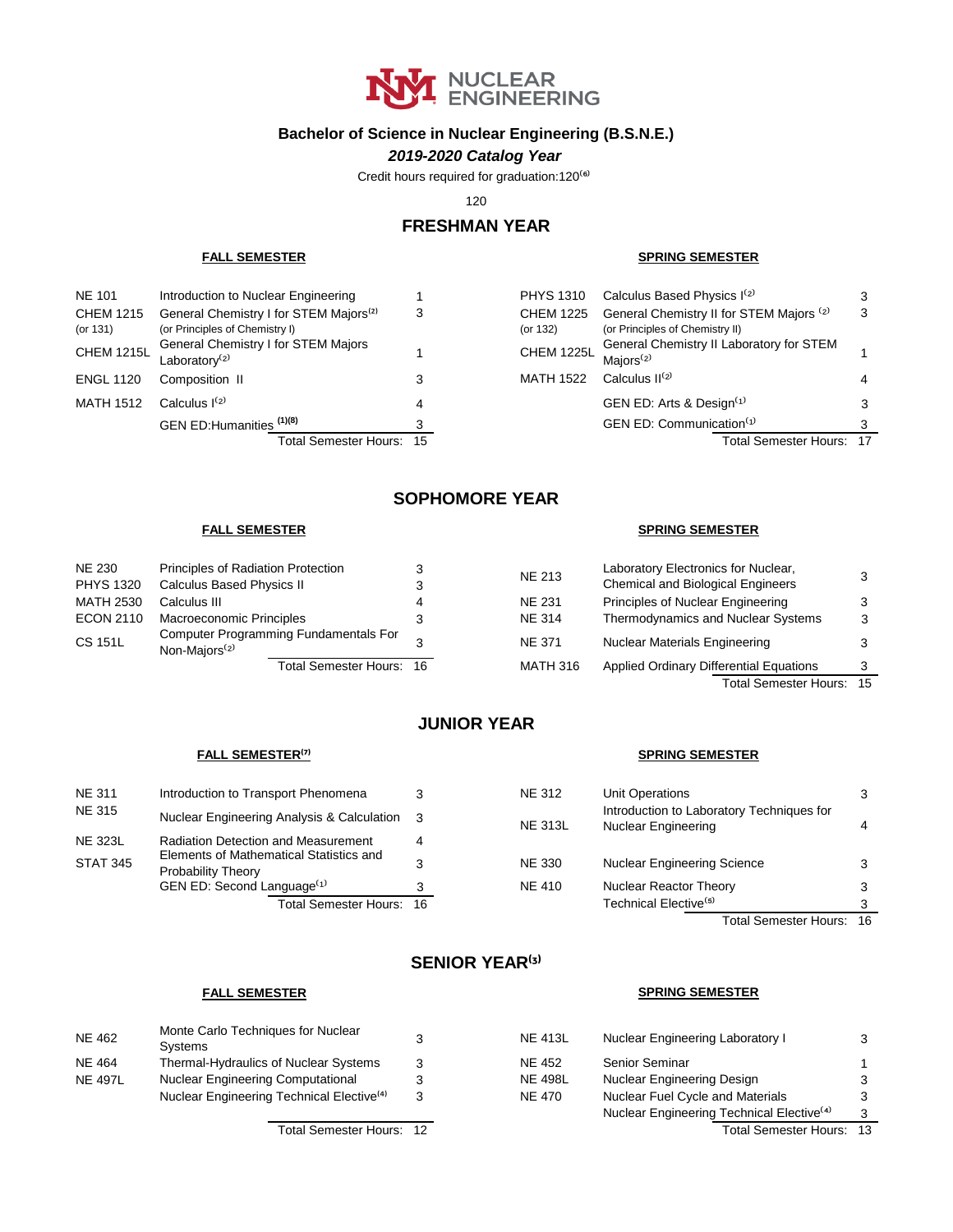# NUCLEAR ENGINEERING

## Bachelor of Science in Nuclear Engineering (B.S.N.E.)

### *2019-2020 Catalog Year*

Credit hours required for graduation:120[6]

120

## FRESHMAN YEAR

**FALL SEMESTER**

| Course | Title | Hours |
|---|---|---|
| NE 101 | Introduction to Nuclear Engineering | 1 |
| CHEM 1215 (or 131) | General Chemistry I for STEM Majors[2] (or Principles of Chemistry I) | 3 |
| CHEM 1215L | General Chemistry I for STEM Majors Laboratory[2] | 1 |
| ENGL 1120 | Composition II | 3 |
| MATH 1512 | Calculus I[2] | 4 |
| | GEN ED:Humanities [1][8] | 3 |
| | Total Semester Hours: | 15 |

**SPRING SEMESTER**

| Course | Title | Hours |
|---|---|---|
| PHYS 1310 | Calculus Based Physics I[2] | 3 |
| CHEM 1225 (or 132) | General Chemistry II for STEM Majors [2] (or Principles of Chemistry II) | 3 |
| CHEM 1225L | General Chemistry II Laboratory for STEM Majors[2] | 1 |
| MATH 1522 | Calculus II[2] | 4 |
| | GEN ED: Arts & Design[1] | 3 |
| | GEN ED: Communication[1] | 3 |
| | Total Semester Hours: | 17 |

## SOPHOMORE YEAR

**FALL SEMESTER**

| Course | Title | Hours |
|---|---|---|
| NE 230 | Principles of Radiation Protection | 3 |
| PHYS 1320 | Calculus Based Physics II | 3 |
| MATH 2530 | Calculus III | 4 |
| ECON 2110 | Macroeconomic Principles | 3 |
| CS 151L | Computer Programming Fundamentals For Non-Majors[2] | 3 |
| | Total Semester Hours: | 16 |

**SPRING SEMESTER**

| Course | Title | Hours |
|---|---|---|
| NE 213 | Laboratory Electronics for Nuclear, Chemical and Biological Engineers | 3 |
| NE 231 | Principles of Nuclear Engineering | 3 |
| NE 314 | Thermodynamics and Nuclear Systems | 3 |
| NE 371 | Nuclear Materials Engineering | 3 |
| MATH 316 | Applied Ordinary Differential Equations | 3 |
| | Total Semester Hours: | 15 |

## JUNIOR YEAR

**FALL SEMESTER[7]**

| Course | Title | Hours |
|---|---|---|
| NE 311 | Introduction to Transport Phenomena | 3 |
| NE 315 | Nuclear Engineering Analysis & Calculation | 3 |
| NE 323L | Radiation Detection and Measurement | 4 |
| STAT 345 | Elements of Mathematical Statistics and Probability Theory | 3 |
| | GEN ED: Second Language[1] | 3 |
| | Total Semester Hours: | 16 |

**SPRING SEMESTER**

| Course | Title | Hours |
|---|---|---|
| NE 312 | Unit Operations | 3 |
| NE 313L | Introduction to Laboratory Techniques for Nuclear Engineering | 4 |
| NE 330 | Nuclear Engineering Science | 3 |
| NE 410 | Nuclear Reactor Theory | 3 |
| | Technical Elective[5] | 3 |
| | Total Semester Hours: | 16 |

## SENIOR YEAR[3]

**FALL SEMESTER**

| Course | Title | Hours |
|---|---|---|
| NE 462 | Monte Carlo Techniques for Nuclear Systems | 3 |
| NE 464 | Thermal-Hydraulics of Nuclear Systems | 3 |
| NE 497L | Nuclear Engineering Computational | 3 |
| | Nuclear Engineering Technical Elective[4] | 3 |
| | Total Semester Hours: | 12 |

**SPRING SEMESTER**

| Course | Title | Hours |
|---|---|---|
| NE 413L | Nuclear Engineering Laboratory I | 3 |
| NE 452 | Senior Seminar | 1 |
| NE 498L | Nuclear Engineering Design | 3 |
| NE 470 | Nuclear Fuel Cycle and Materials | 3 |
| | Nuclear Engineering Technical Elective[4] | 3 |
| | Total Semester Hours: | 13 |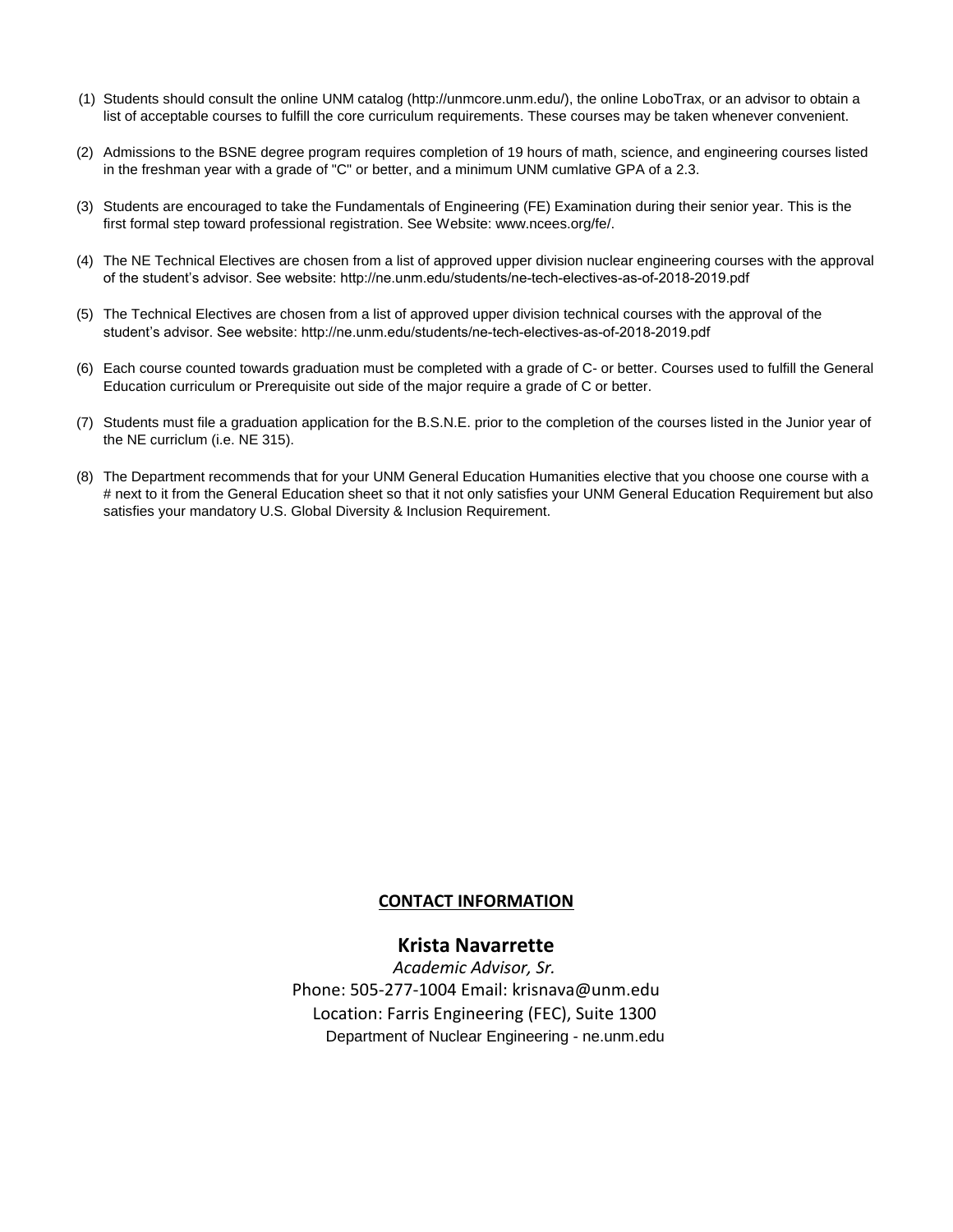(1) Students should consult the online UNM catalog (http://unmcore.unm.edu/), the online LoboTrax, or an advisor to obtain a list of acceptable courses to fulfill the core curriculum requirements. These courses may be taken whenever convenient.

(2) Admissions to the BSNE degree program requires completion of 19 hours of math, science, and engineering courses listed in the freshman year with a grade of "C" or better, and a minimum UNM cumlative GPA of a 2.3.

(3) Students are encouraged to take the Fundamentals of Engineering (FE) Examination during their senior year. This is the first formal step toward professional registration. See Website: www.ncees.org/fe/.

(4) The NE Technical Electives are chosen from a list of approved upper division nuclear engineering courses with the approval of the student's advisor. See website: http://ne.unm.edu/students/ne-tech-electives-as-of-2018-2019.pdf

(5) The Technical Electives are chosen from a list of approved upper division technical courses with the approval of the student's advisor. See website: http://ne.unm.edu/students/ne-tech-electives-as-of-2018-2019.pdf

(6) Each course counted towards graduation must be completed with a grade of C- or better. Courses used to fulfill the General Education curriculum or Prerequisite out side of the major require a grade of C or better.

(7) Students must file a graduation application for the B.S.N.E. prior to the completion of the courses listed in the Junior year of the NE curriclum (i.e. NE 315).

(8) The Department recommends that for your UNM General Education Humanities elective that you choose one course with a # next to it from the General Education sheet so that it not only satisfies your UNM General Education Requirement but also satisfies your mandatory U.S. Global Diversity & Inclusion Requirement.

**CONTACT INFORMATION**

## Krista Navarrette

*Academic Advisor, Sr.*

Phone: 505-277-1004 Email: krisnava@unm.edu

Location: Farris Engineering (FEC), Suite 1300

Department of Nuclear Engineering - ne.unm.edu